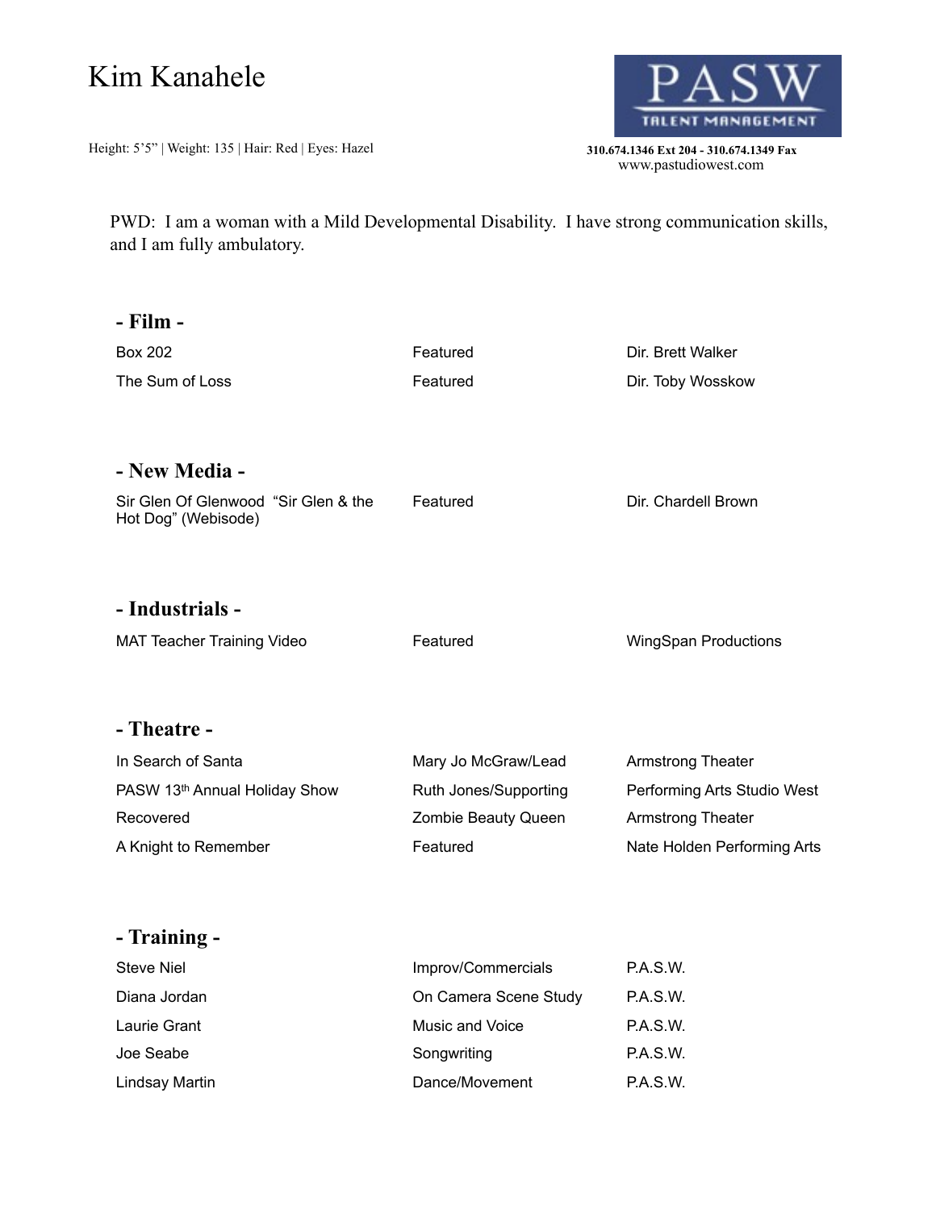# Kim Kanahele

Height: 5'5" | Weight: 135 | Hair: Red | Eyes: Hazel

PASW TALENT MANAGEMENT

310.674.1346 Ext 204 - 310.674.1349 Fax
www.pastudiowest.com

PWD: I am a woman with a Mild Developmental Disability. I have strong communication skills, and I am fully ambulatory.

## - Film -

| | | |
|---|---|---|
| Box 202 | Featured | Dir. Brett Walker |
| The Sum of Loss | Featured | Dir. Toby Wosskow |

## - New Media -

| | | |
|---|---|---|
| Sir Glen Of Glenwood "Sir Glen & the Hot Dog" (Webisode) | Featured | Dir. Chardell Brown |

## - Industrials -

| | | |
|---|---|---|
| MAT Teacher Training Video | Featured | WingSpan Productions |

## - Theatre -

| | | |
|---|---|---|
| In Search of Santa | Mary Jo McGraw/Lead | Armstrong Theater |
| PASW 13th Annual Holiday Show | Ruth Jones/Supporting | Performing Arts Studio West |
| Recovered | Zombie Beauty Queen | Armstrong Theater |
| A Knight to Remember | Featured | Nate Holden Performing Arts |

## - Training -

| | | |
|---|---|---|
| Steve Niel | Improv/Commercials | P.A.S.W. |
| Diana Jordan | On Camera Scene Study | P.A.S.W. |
| Laurie Grant | Music and Voice | P.A.S.W. |
| Joe Seabe | Songwriting | P.A.S.W. |
| Lindsay Martin | Dance/Movement | P.A.S.W. |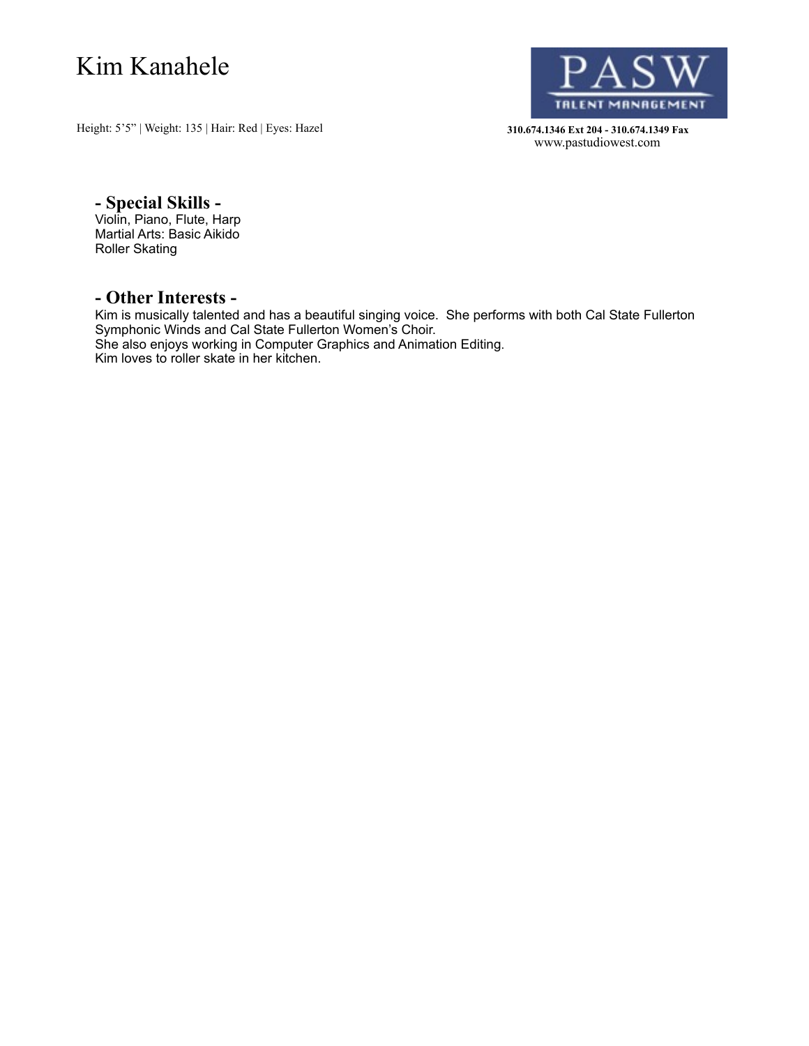# Kim Kanahele

Height: 5'5" | Weight: 135 | Hair: Red | Eyes: Hazel

PASW TALENT MANAGEMENT

**310.674.1346 Ext 204 - 310.674.1349 Fax**
www.pastudiowest.com

## - Special Skills -

Violin, Piano, Flute, Harp
Martial Arts: Basic Aikido
Roller Skating

## - Other Interests -

Kim is musically talented and has a beautiful singing voice. She performs with both Cal State Fullerton Symphonic Winds and Cal State Fullerton Women's Choir.
She also enjoys working in Computer Graphics and Animation Editing.
Kim loves to roller skate in her kitchen.